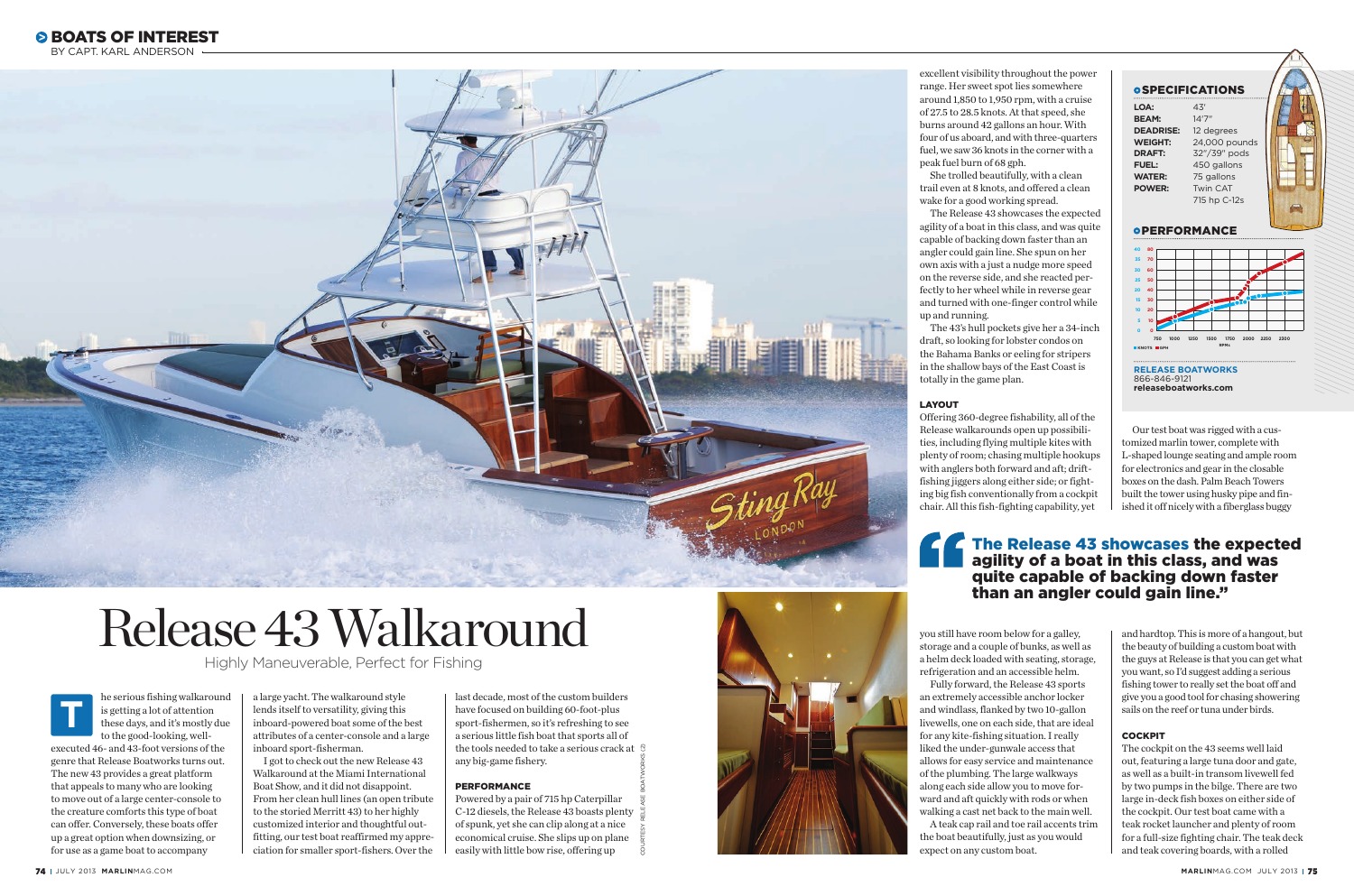# BOATS OF INTEREST

BY CAPT. KARL ANDERSON

# Release 43 Walkaround

## Highly Maneuverable, Perfect for Fishing

The serious fishing walkaround is getting a lot of attention these days, and it's mostly due to the good-looking, well-executed 46- and 43-foot versions of the genre that Release Boatworks turns out. The new 43 provides a great platform that appeals to many who are looking to move out of a large center-console to the creature comforts this type of boat can offer. Conversely, these boats offer up a great option when downsizing, or for use as a game boat to accompany a large yacht. The walkaround style lends itself to versatility, giving this inboard-powered boat some of the best attributes of a center-console and a large inboard sport-fisherman.

I got to check out the new Release 43 Walkaround at the Miami International Boat Show, and it did not disappoint. From her clean hull lines (an open tribute to the storied Merritt 43) to her highly customized interior and thoughtful outfitting, our test boat reaffirmed my appreciation for smaller sport-fishers. Over the last decade, most of the custom builders have focused on building 60-foot-plus sport-fishermen, so it's refreshing to see a serious little fish boat that sports all of the tools needed to take a serious crack at any big-game fishery.

COURTESY RELEASE BOATWORKS (2)

### PERFORMANCE

Powered by a pair of 715 hp Caterpillar C-12 diesels, the Release 43 boasts plenty of spunk, yet she can clip along at a nice economical cruise. She slips up on plane easily with little bow rise, offering up excellent visibility throughout the power range. Her sweet spot lies somewhere around 1,850 to 1,950 rpm, with a cruise of 27.5 to 28.5 knots. At that speed, she burns around 42 gallons an hour. With four of us aboard, and with three-quarters fuel, we saw 36 knots in the corner with a peak fuel burn of 68 gph.

She trolled beautifully, with a clean trail even at 8 knots, and offered a clean wake for a good working spread.

The Release 43 showcases the expected agility of a boat in this class, and was quite capable of backing down faster than an angler could gain line. She spun on her own axis with a just a nudge more speed on the reverse side, and she reacted perfectly to her wheel while in reverse gear and turned with one-finger control while up and running.

The 43's hull pockets give her a 34-inch draft, so looking for lobster condos on the Bahama Banks or eeling for stripers in the shallow bays of the East Coast is totally in the game plan.

### LAYOUT

Offering 360-degree fishability, all of the Release walkarounds open up possibilities, including flying multiple kites with plenty of room; chasing multiple hookups with anglers both forward and aft; drift-fishing jiggers along either side; or fighting big fish conventionally from a cockpit chair. All this fish-fighting capability, yet you still have room below for a galley, storage and a couple of bunks, as well as a helm deck loaded with seating, storage, refrigeration and an accessible helm.

Fully forward, the Release 43 sports an extremely accessible anchor locker and windlass, flanked by two 10-gallon livewells, one on each side, that are ideal for any kite-fishing situation. I really liked the under-gunwale access that allows for easy service and maintenance of the plumbing. The large walkways along each side allow you to move forward and aft quickly with rods or when walking a cast net back to the main well.

A teak cap rail and toe rail accents trim the boat beautifully, just as you would expect on any custom boat.

> **"The Release 43 showcases the expected agility of a boat in this class, and was quite capable of backing down faster than an angler could gain line."**

### SPECIFICATIONS

| | |
|---|---|
| LOA: | 43' |
| BEAM: | 14'7" |
| DEADRISE: | 12 degrees |
| WEIGHT: | 24,000 pounds |
| DRAFT: | 32"/39" pods |
| FUEL: | 450 gallons |
| WATER: | 75 gallons |
| POWER: | Twin CAT 715 hp C-12s |

### PERFORMANCE

KNOTS ■ GPH ■ — RPMs: 750, 1000, 1250, 1500, 1750, 2000, 2250, 2500

**RELEASE BOATWORKS**
866-846-9121
releaseboatworks.com

Our test boat was rigged with a customized marlin tower, complete with L-shaped lounge seating and ample room for electronics and gear in the closable boxes on the dash. Palm Beach Towers built the tower using husky pipe and finished it off nicely with a fiberglass buggy and hardtop. This is more of a hangout, but the beauty of building a custom boat with the guys at Release is that you can get what you want, so I'd suggest adding a serious fishing tower to really set the boat off and give you a good tool for chasing showering sails on the reef or tuna under birds.

### COCKPIT

The cockpit on the 43 seems well laid out, featuring a large tuna door and gate, as well as a built-in transom livewell fed by two pumps in the bilge. There are two large in-deck fish boxes on either side of the cockpit. Our test boat came with a teak rocket launcher and plenty of room for a full-size fighting chair. The teak deck and teak covering boards, with a rolled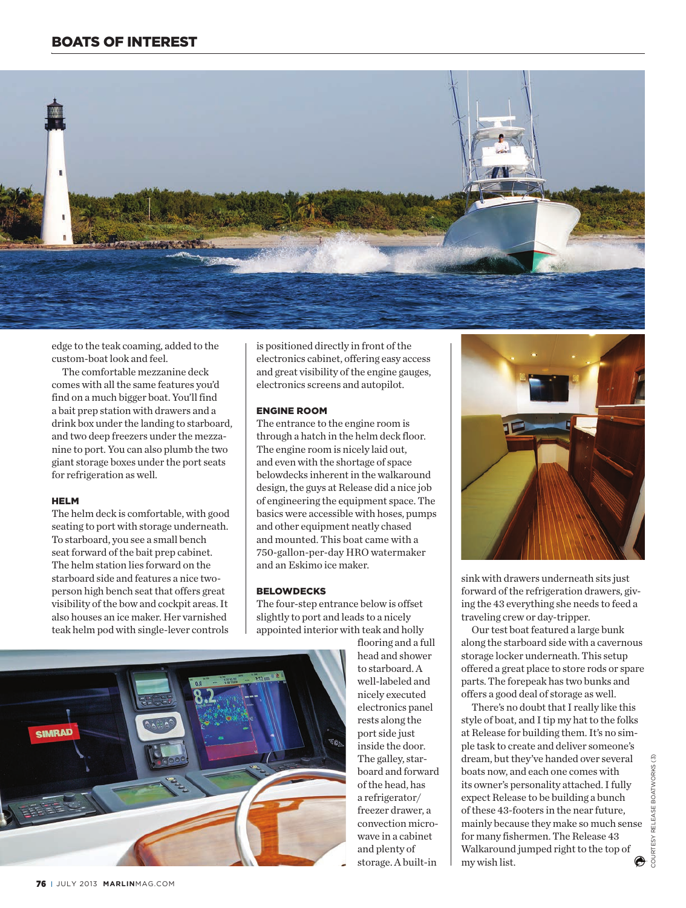edge to the teak coaming, added to the custom-boat look and feel.

The comfortable mezzanine deck comes with all the same features you'd find on a much bigger boat. You'll find a bait prep station with drawers and a drink box under the landing to starboard, and two deep freezers under the mezzanine to port. You can also plumb the two giant storage boxes under the port seats for refrigeration as well.

### HELM

The helm deck is comfortable, with good seating to port with storage underneath. To starboard, you see a small bench seat forward of the bait prep cabinet. The helm station lies forward on the starboard side and features a nice two-person high bench seat that offers great visibility of the bow and cockpit areas. It also houses an ice maker. Her varnished teak helm pod with single-lever controls is positioned directly in front of the electronics cabinet, offering easy access and great visibility of the engine gauges, electronics screens and autopilot.

### ENGINE ROOM

The entrance to the engine room is through a hatch in the helm deck floor. The engine room is nicely laid out, and even with the shortage of space belowdecks inherent in the walkaround design, the guys at Release did a nice job of engineering the equipment space. The basics were accessible with hoses, pumps and other equipment neatly chased and mounted. This boat came with a 750-gallon-per-day HRO watermaker and an Eskimo ice maker.

### BELOWDECKS

The four-step entrance below is offset slightly to port and leads to a nicely appointed interior with teak and holly flooring and a full head and shower to starboard. A well-labeled and nicely executed electronics panel rests along the port side just inside the door. The galley, starboard and forward of the head, has a refrigerator/freezer drawer, a convection microwave in a cabinet and plenty of storage. A built-in sink with drawers underneath sits just forward of the refrigeration drawers, giving the 43 everything she needs to feed a traveling crew or day-tripper.

Our test boat featured a large bunk along the starboard side with a cavernous storage locker underneath. This setup offered a great place to store rods or spare parts. The forepeak has two bunks and offers a good deal of storage as well.

There's no doubt that I really like this style of boat, and I tip my hat to the folks at Release for building them. It's no simple task to create and deliver someone's dream, but they've handed over several boats now, and each one comes with its owner's personality attached. I fully expect Release to be building a bunch of these 43-footers in the near future, mainly because they make so much sense for many fishermen. The Release 43 Walkaround jumped right to the top of my wish list.

COURTESY RELEASE BOATWORKS (3)